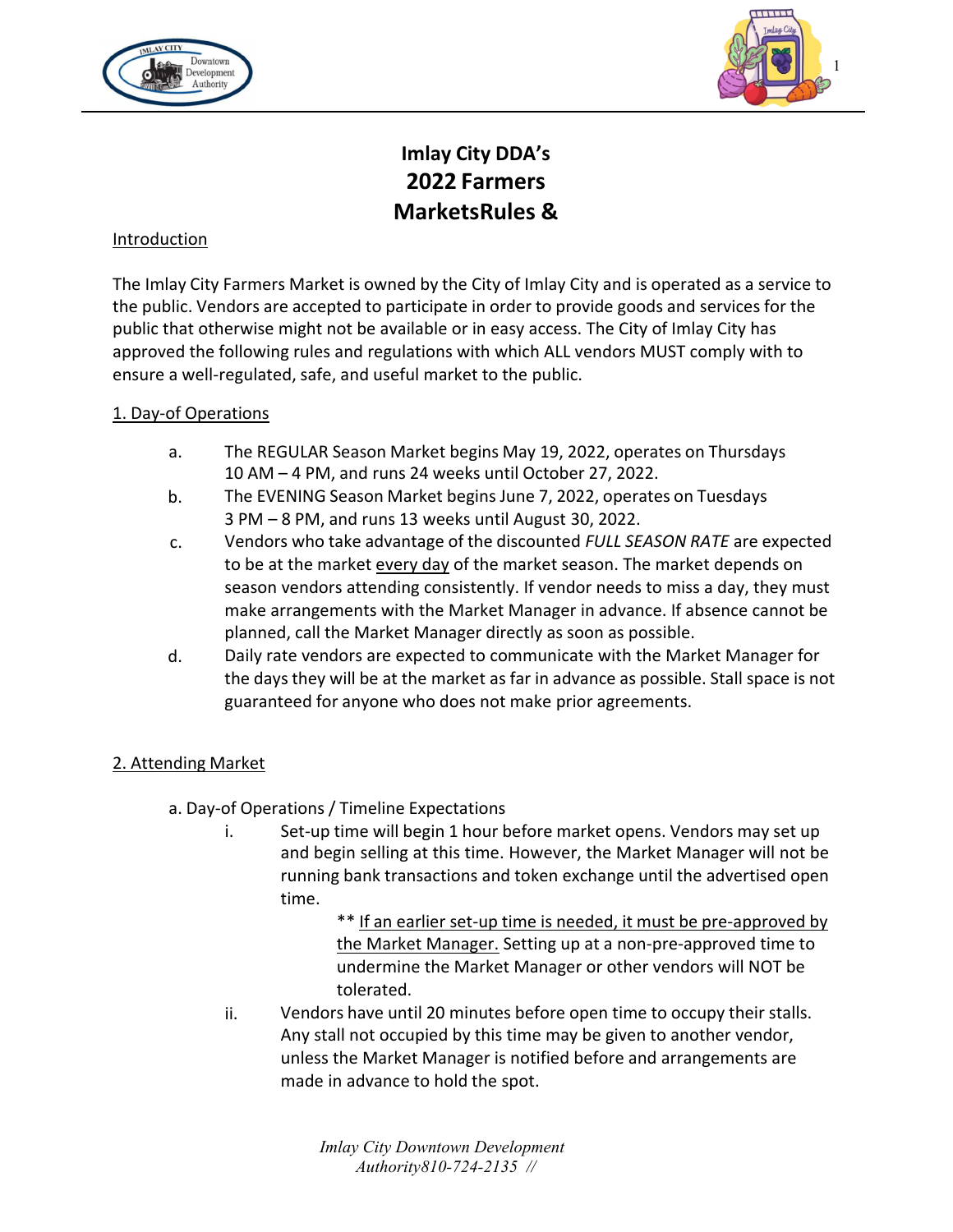# Imlay City DDA's
# 2022 Farmers MarketsRules &

Introduction

The Imlay City Farmers Market is owned by the City of Imlay City and is operated as a service to the public. Vendors are accepted to participate in order to provide goods and services for the public that otherwise might not be available or in easy access. The City of Imlay City has approved the following rules and regulations with which ALL vendors MUST comply with to ensure a well-regulated, safe, and useful market to the public.

## 1. Day-of Operations

a. The REGULAR Season Market begins May 19, 2022, operates on Thursdays 10 AM – 4 PM, and runs 24 weeks until October 27, 2022.

b. The EVENING Season Market begins June 7, 2022, operates on Tuesdays 3 PM – 8 PM, and runs 13 weeks until August 30, 2022.

c. Vendors who take advantage of the discounted *FULL SEASON RATE* are expected to be at the market every day of the market season. The market depends on season vendors attending consistently. If vendor needs to miss a day, they must make arrangements with the Market Manager in advance. If absence cannot be planned, call the Market Manager directly as soon as possible.

d. Daily rate vendors are expected to communicate with the Market Manager for the days they will be at the market as far in advance as possible. Stall space is not guaranteed for anyone who does not make prior agreements.

## 2. Attending Market

a. Day-of Operations / Timeline Expectations

i. Set-up time will begin 1 hour before market opens. Vendors may set up and begin selling at this time. However, the Market Manager will not be running bank transactions and token exchange until the advertised open time.

** If an earlier set-up time is needed, it must be pre-approved by the Market Manager. Setting up at a non-pre-approved time to undermine the Market Manager or other vendors will NOT be tolerated.

ii. Vendors have until 20 minutes before open time to occupy their stalls. Any stall not occupied by this time may be given to another vendor, unless the Market Manager is notified before and arrangements are made in advance to hold the spot.

*Imlay City Downtown Development Authority810-724-2135 //*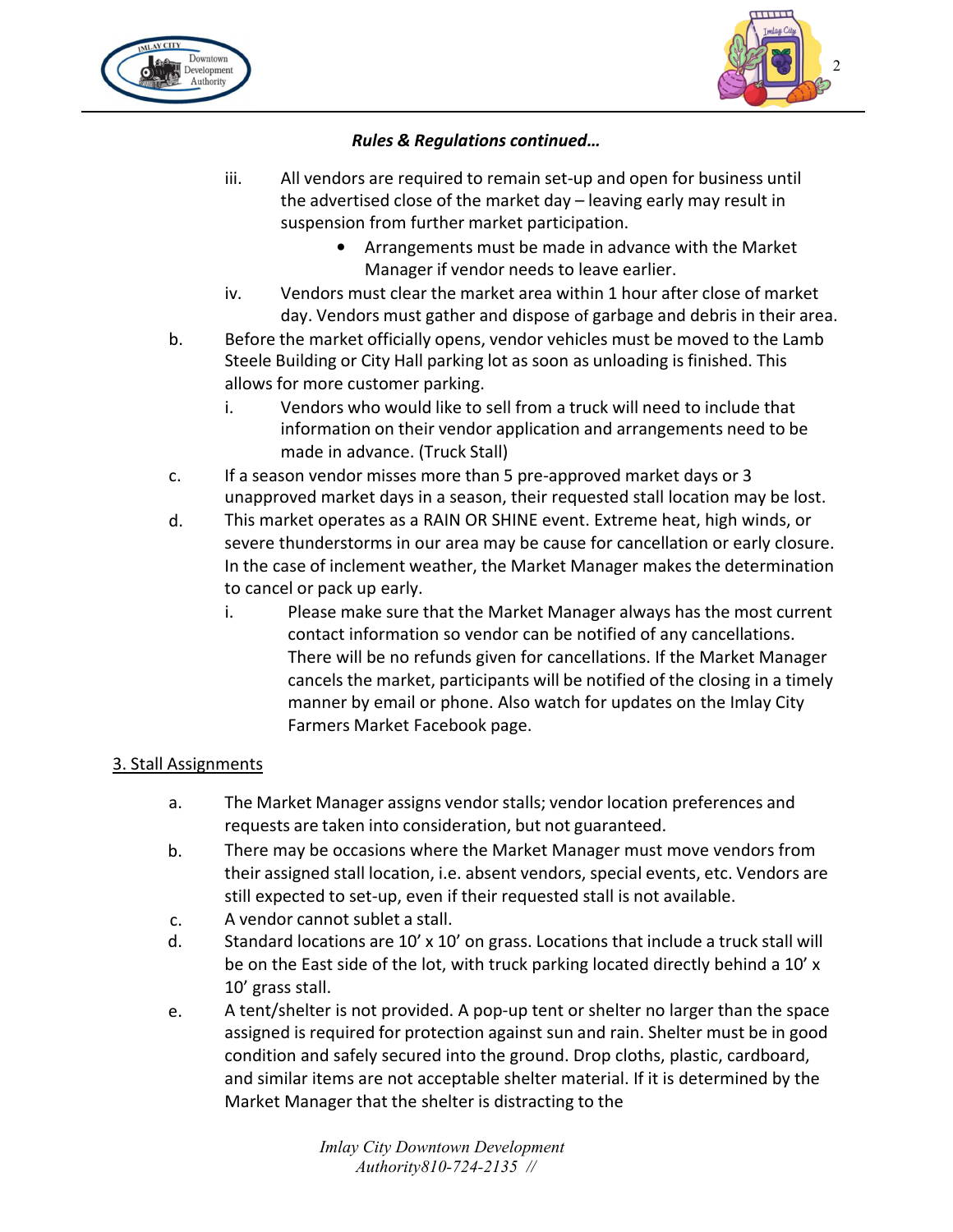***Rules & Regulations continued…***

iii. All vendors are required to remain set-up and open for business until the advertised close of the market day – leaving early may result in suspension from further market participation.
   - Arrangements must be made in advance with the Market Manager if vendor needs to leave earlier.

iv. Vendors must clear the market area within 1 hour after close of market day. Vendors must gather and dispose of garbage and debris in their area.

b. Before the market officially opens, vendor vehicles must be moved to the Lamb Steele Building or City Hall parking lot as soon as unloading is finished. This allows for more customer parking.

   i. Vendors who would like to sell from a truck will need to include that information on their vendor application and arrangements need to be made in advance. (Truck Stall)

c. If a season vendor misses more than 5 pre-approved market days or 3 unapproved market days in a season, their requested stall location may be lost.

d. This market operates as a RAIN OR SHINE event. Extreme heat, high winds, or severe thunderstorms in our area may be cause for cancellation or early closure. In the case of inclement weather, the Market Manager makes the determination to cancel or pack up early.

   i. Please make sure that the Market Manager always has the most current contact information so vendor can be notified of any cancellations. There will be no refunds given for cancellations. If the Market Manager cancels the market, participants will be notified of the closing in a timely manner by email or phone. Also watch for updates on the Imlay City Farmers Market Facebook page.

<u>3. Stall Assignments</u>

a. The Market Manager assigns vendor stalls; vendor location preferences and requests are taken into consideration, but not guaranteed.

b. There may be occasions where the Market Manager must move vendors from their assigned stall location, i.e. absent vendors, special events, etc. Vendors are still expected to set-up, even if their requested stall is not available.

c. A vendor cannot sublet a stall.

d. Standard locations are 10' x 10' on grass. Locations that include a truck stall will be on the East side of the lot, with truck parking located directly behind a 10' x 10' grass stall.

e. A tent/shelter is not provided. A pop-up tent or shelter no larger than the space assigned is required for protection against sun and rain. Shelter must be in good condition and safely secured into the ground. Drop cloths, plastic, cardboard, and similar items are not acceptable shelter material. If it is determined by the Market Manager that the shelter is distracting to the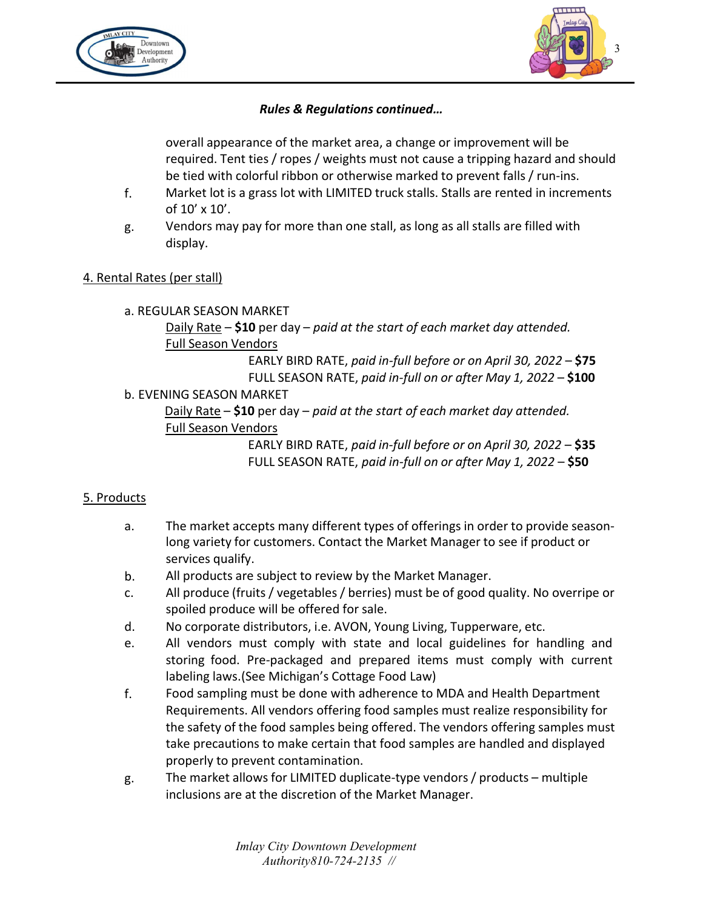*Rules & Regulations continued…*

overall appearance of the market area, a change or improvement will be required. Tent ties / ropes / weights must not cause a tripping hazard and should be tied with colorful ribbon or otherwise marked to prevent falls / run-ins.

f. Market lot is a grass lot with LIMITED truck stalls. Stalls are rented in increments of 10' x 10'.

g. Vendors may pay for more than one stall, as long as all stalls are filled with display.

4. Rental Rates (per stall)

a. REGULAR SEASON MARKET

Daily Rate – **$10** per day – *paid at the start of each market day attended.*

Full Season Vendors

EARLY BIRD RATE, *paid in-full before or on April 30, 2022* – **$75**

FULL SEASON RATE, *paid in-full on or after May 1, 2022* – **$100**

b. EVENING SEASON MARKET

Daily Rate – **$10** per day – *paid at the start of each market day attended.*

Full Season Vendors

EARLY BIRD RATE, *paid in-full before or on April 30, 2022* – **$35**

FULL SEASON RATE, *paid in-full on or after May 1, 2022* – **$50**

5. Products

a. The market accepts many different types of offerings in order to provide season-long variety for customers. Contact the Market Manager to see if product or services qualify.

b. All products are subject to review by the Market Manager.

c. All produce (fruits / vegetables / berries) must be of good quality. No overripe or spoiled produce will be offered for sale.

d. No corporate distributors, i.e. AVON, Young Living, Tupperware, etc.

e. All vendors must comply with state and local guidelines for handling and storing food. Pre-packaged and prepared items must comply with current labeling laws.(See Michigan's Cottage Food Law)

f. Food sampling must be done with adherence to MDA and Health Department Requirements. All vendors offering food samples must realize responsibility for the safety of the food samples being offered. The vendors offering samples must take precautions to make certain that food samples are handled and displayed properly to prevent contamination.

g. The market allows for LIMITED duplicate-type vendors / products – multiple inclusions are at the discretion of the Market Manager.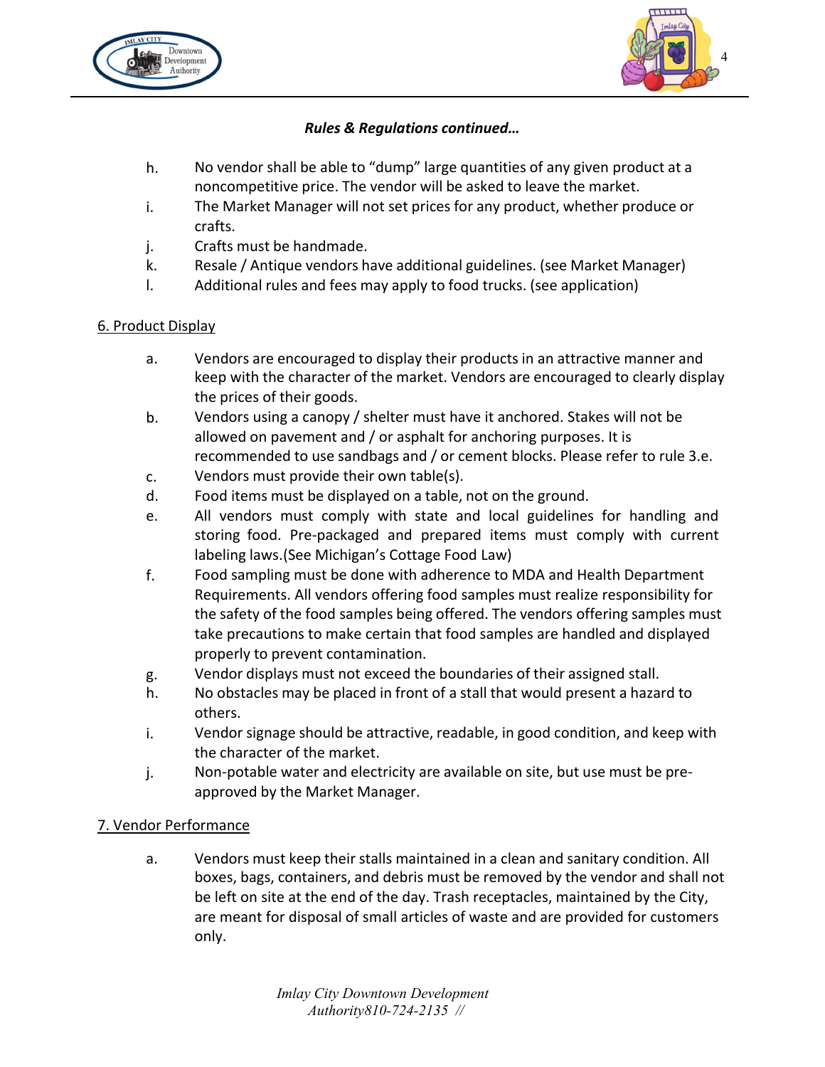***Rules & Regulations continued…***

h. No vendor shall be able to "dump" large quantities of any given product at a noncompetitive price. The vendor will be asked to leave the market.

i. The Market Manager will not set prices for any product, whether produce or crafts.

j. Crafts must be handmade.

k. Resale / Antique vendors have additional guidelines. (see Market Manager)

l. Additional rules and fees may apply to food trucks. (see application)

6. Product Display

a. Vendors are encouraged to display their products in an attractive manner and keep with the character of the market. Vendors are encouraged to clearly display the prices of their goods.

b. Vendors using a canopy / shelter must have it anchored. Stakes will not be allowed on pavement and / or asphalt for anchoring purposes. It is recommended to use sandbags and / or cement blocks. Please refer to rule 3.e.

c. Vendors must provide their own table(s).

d. Food items must be displayed on a table, not on the ground.

e. All vendors must comply with state and local guidelines for handling and storing food. Pre-packaged and prepared items must comply with current labeling laws.(See Michigan's Cottage Food Law)

f. Food sampling must be done with adherence to MDA and Health Department Requirements. All vendors offering food samples must realize responsibility for the safety of the food samples being offered. The vendors offering samples must take precautions to make certain that food samples are handled and displayed properly to prevent contamination.

g. Vendor displays must not exceed the boundaries of their assigned stall.

h. No obstacles may be placed in front of a stall that would present a hazard to others.

i. Vendor signage should be attractive, readable, in good condition, and keep with the character of the market.

j. Non-potable water and electricity are available on site, but use must be pre-approved by the Market Manager.

7. Vendor Performance

a. Vendors must keep their stalls maintained in a clean and sanitary condition. All boxes, bags, containers, and debris must be removed by the vendor and shall not be left on site at the end of the day. Trash receptacles, maintained by the City, are meant for disposal of small articles of waste and are provided for customers only.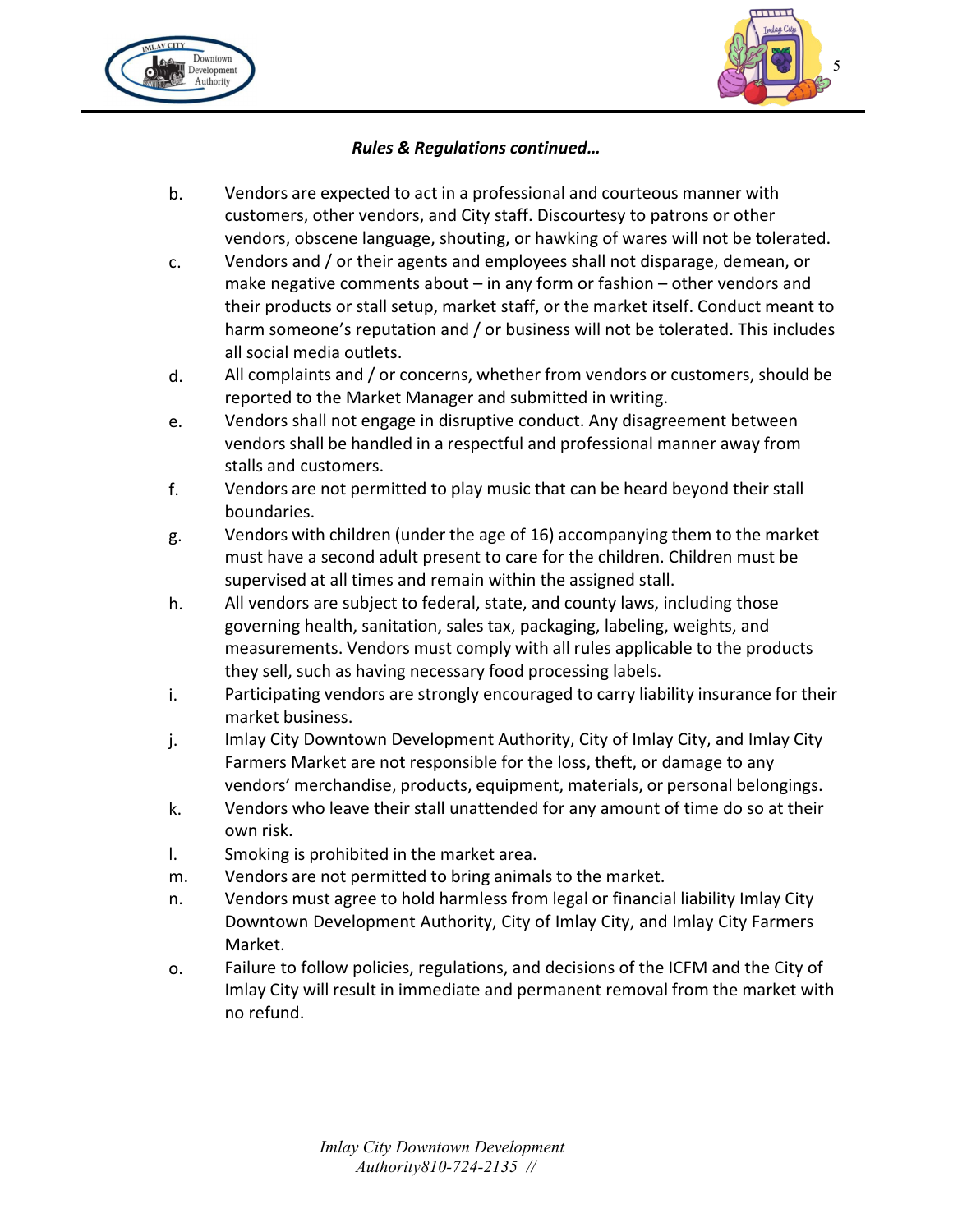***Rules & Regulations continued…***

b. Vendors are expected to act in a professional and courteous manner with customers, other vendors, and City staff. Discourtesy to patrons or other vendors, obscene language, shouting, or hawking of wares will not be tolerated.

c. Vendors and / or their agents and employees shall not disparage, demean, or make negative comments about – in any form or fashion – other vendors and their products or stall setup, market staff, or the market itself. Conduct meant to harm someone's reputation and / or business will not be tolerated. This includes all social media outlets.

d. All complaints and / or concerns, whether from vendors or customers, should be reported to the Market Manager and submitted in writing.

e. Vendors shall not engage in disruptive conduct. Any disagreement between vendors shall be handled in a respectful and professional manner away from stalls and customers.

f. Vendors are not permitted to play music that can be heard beyond their stall boundaries.

g. Vendors with children (under the age of 16) accompanying them to the market must have a second adult present to care for the children. Children must be supervised at all times and remain within the assigned stall.

h. All vendors are subject to federal, state, and county laws, including those governing health, sanitation, sales tax, packaging, labeling, weights, and measurements. Vendors must comply with all rules applicable to the products they sell, such as having necessary food processing labels.

i. Participating vendors are strongly encouraged to carry liability insurance for their market business.

j. Imlay City Downtown Development Authority, City of Imlay City, and Imlay City Farmers Market are not responsible for the loss, theft, or damage to any vendors' merchandise, products, equipment, materials, or personal belongings.

k. Vendors who leave their stall unattended for any amount of time do so at their own risk.

l. Smoking is prohibited in the market area.

m. Vendors are not permitted to bring animals to the market.

n. Vendors must agree to hold harmless from legal or financial liability Imlay City Downtown Development Authority, City of Imlay City, and Imlay City Farmers Market.

o. Failure to follow policies, regulations, and decisions of the ICFM and the City of Imlay City will result in immediate and permanent removal from the market with no refund.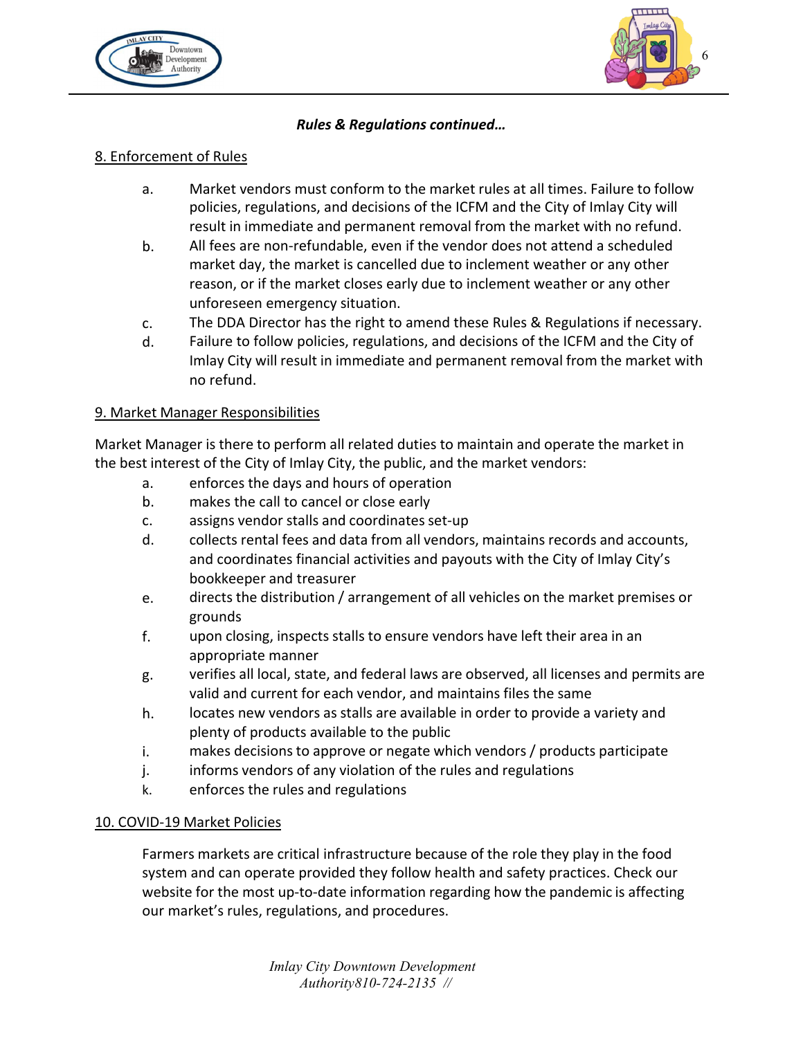*Rules & Regulations continued…*

## 8. Enforcement of Rules

a. Market vendors must conform to the market rules at all times. Failure to follow policies, regulations, and decisions of the ICFM and the City of Imlay City will result in immediate and permanent removal from the market with no refund.

b. All fees are non-refundable, even if the vendor does not attend a scheduled market day, the market is cancelled due to inclement weather or any other reason, or if the market closes early due to inclement weather or any other unforeseen emergency situation.

c. The DDA Director has the right to amend these Rules & Regulations if necessary.

d. Failure to follow policies, regulations, and decisions of the ICFM and the City of Imlay City will result in immediate and permanent removal from the market with no refund.

## 9. Market Manager Responsibilities

Market Manager is there to perform all related duties to maintain and operate the market in the best interest of the City of Imlay City, the public, and the market vendors:

a. enforces the days and hours of operation

b. makes the call to cancel or close early

c. assigns vendor stalls and coordinates set-up

d. collects rental fees and data from all vendors, maintains records and accounts, and coordinates financial activities and payouts with the City of Imlay City's bookkeeper and treasurer

e. directs the distribution / arrangement of all vehicles on the market premises or grounds

f. upon closing, inspects stalls to ensure vendors have left their area in an appropriate manner

g. verifies all local, state, and federal laws are observed, all licenses and permits are valid and current for each vendor, and maintains files the same

h. locates new vendors as stalls are available in order to provide a variety and plenty of products available to the public

i. makes decisions to approve or negate which vendors / products participate

j. informs vendors of any violation of the rules and regulations

k. enforces the rules and regulations

## 10. COVID-19 Market Policies

Farmers markets are critical infrastructure because of the role they play in the food system and can operate provided they follow health and safety practices. Check our website for the most up-to-date information regarding how the pandemic is affecting our market's rules, regulations, and procedures.